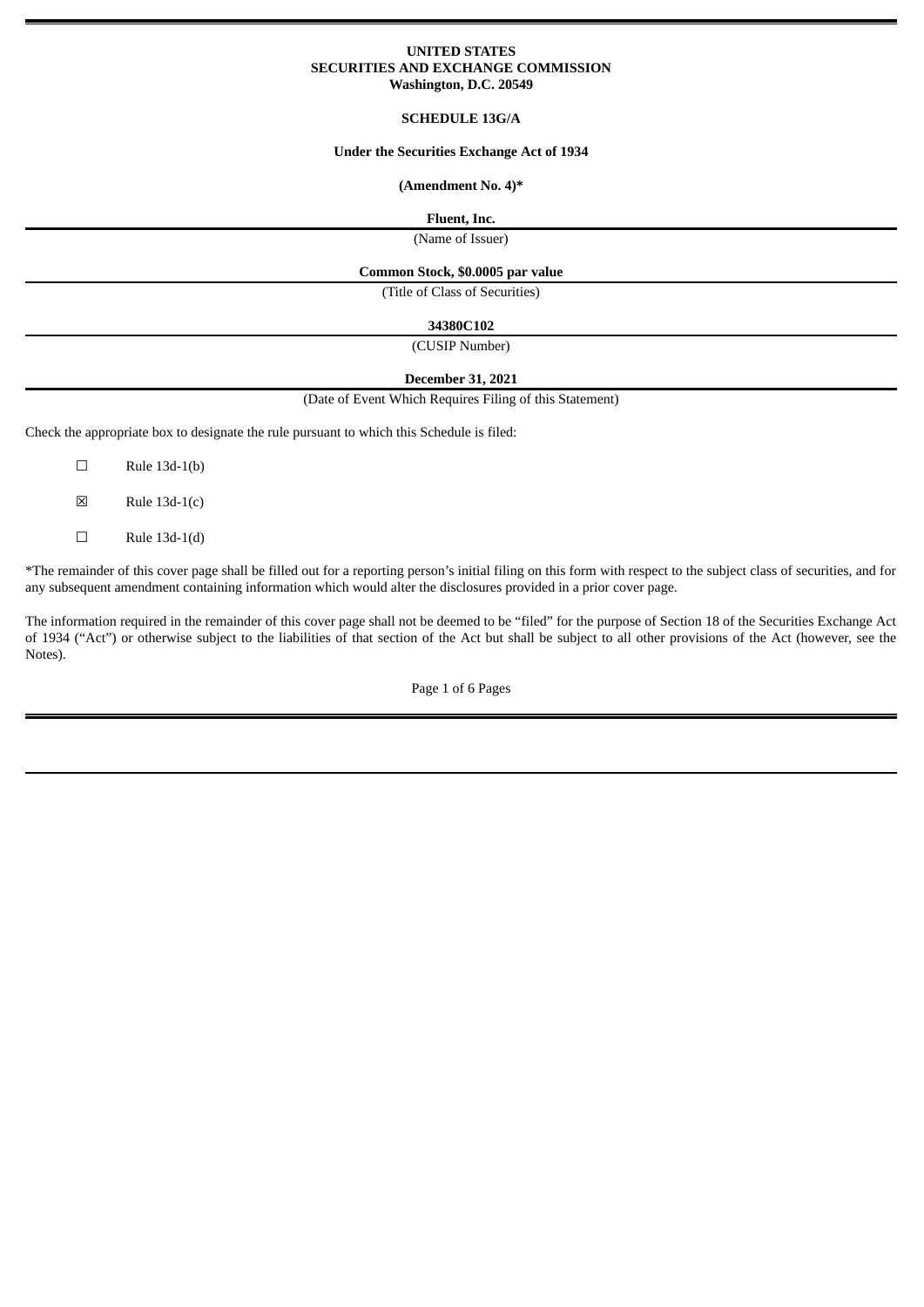**UNITED STATES**
**SECURITIES AND EXCHANGE COMMISSION**
**Washington, D.C. 20549**

**SCHEDULE 13G/A**

**Under the Securities Exchange Act of 1934**

**(Amendment No. 4)***

**Fluent, Inc.**

(Name of Issuer)

**Common Stock, $0.0005 par value**

(Title of Class of Securities)

**34380C102**

(CUSIP Number)

**December 31, 2021**

(Date of Event Which Requires Filing of this Statement)

Check the appropriate box to designate the rule pursuant to which this Schedule is filed:

☐ Rule 13d-1(b)

☒ Rule 13d-1(c)

☐ Rule 13d-1(d)

*The remainder of this cover page shall be filled out for a reporting person's initial filing on this form with respect to the subject class of securities, and for any subsequent amendment containing information which would alter the disclosures provided in a prior cover page.

The information required in the remainder of this cover page shall not be deemed to be "filed" for the purpose of Section 18 of the Securities Exchange Act of 1934 ("Act") or otherwise subject to the liabilities of that section of the Act but shall be subject to all other provisions of the Act (however, see the Notes).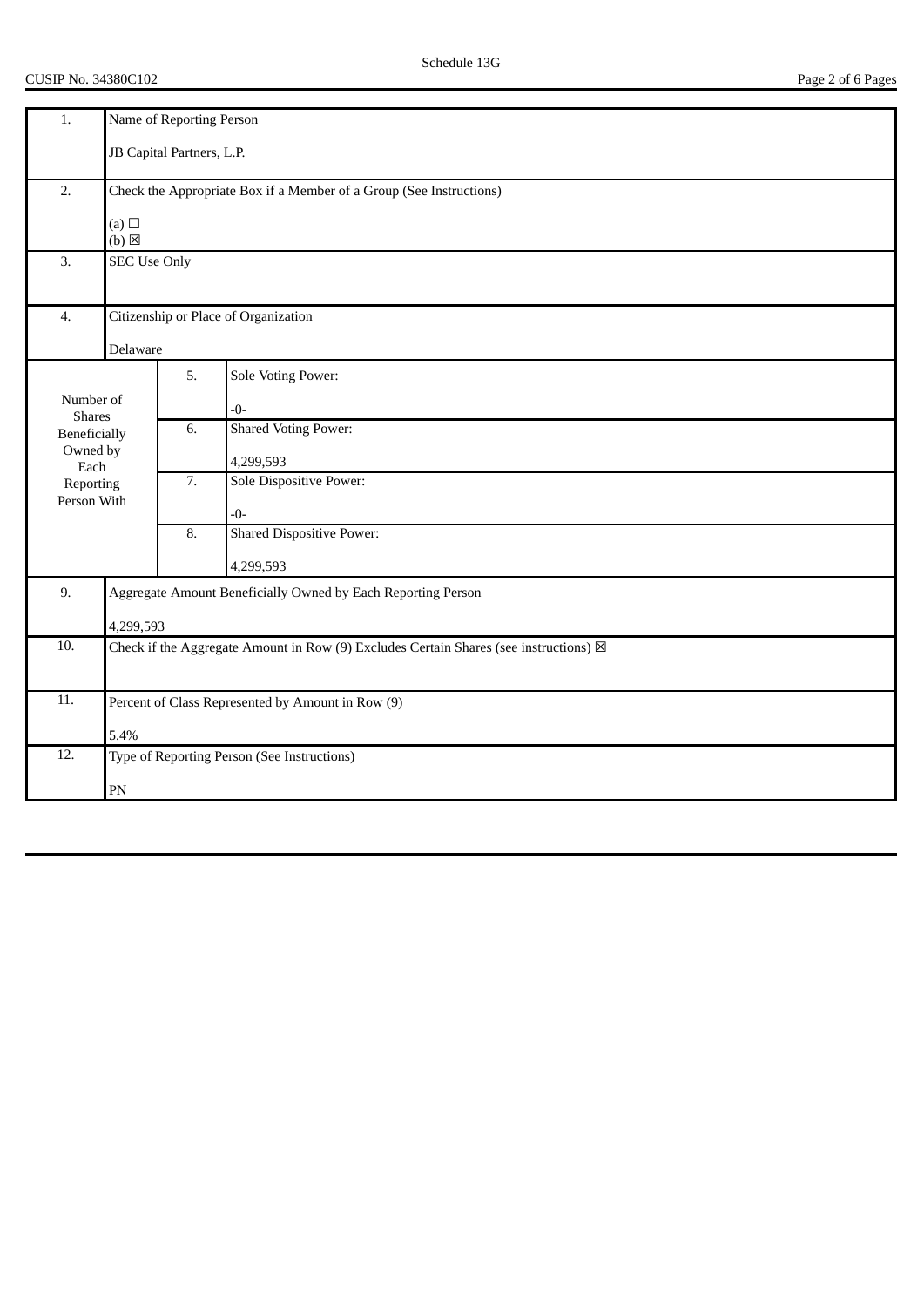Schedule 13G

CUSIP No. 34380C102

| 1. | Name of Reporting Person<br><br>JB Capital Partners, L.P. | |
|---|---|---|
| 2. | Check the Appropriate Box if a Member of a Group (See Instructions)<br><br>(a) ☐<br>(b) ☒ | |
| 3. | SEC Use Only | |
| 4. | Citizenship or Place of Organization<br><br>Delaware | |
| Number of Shares Beneficially Owned by Each Reporting Person With | 5. | Sole Voting Power:<br><br>-0- |
| | 6. | Shared Voting Power:<br><br>4,299,593 |
| | 7. | Sole Dispositive Power:<br><br>-0- |
| | 8. | Shared Dispositive Power:<br><br>4,299,593 |
| 9. | Aggregate Amount Beneficially Owned by Each Reporting Person<br><br>4,299,593 | |
| 10. | Check if the Aggregate Amount in Row (9) Excludes Certain Shares (see instructions) ☒ | |
| 11. | Percent of Class Represented by Amount in Row (9)<br><br>5.4% | |
| 12. | Type of Reporting Person (See Instructions)<br><br>PN | |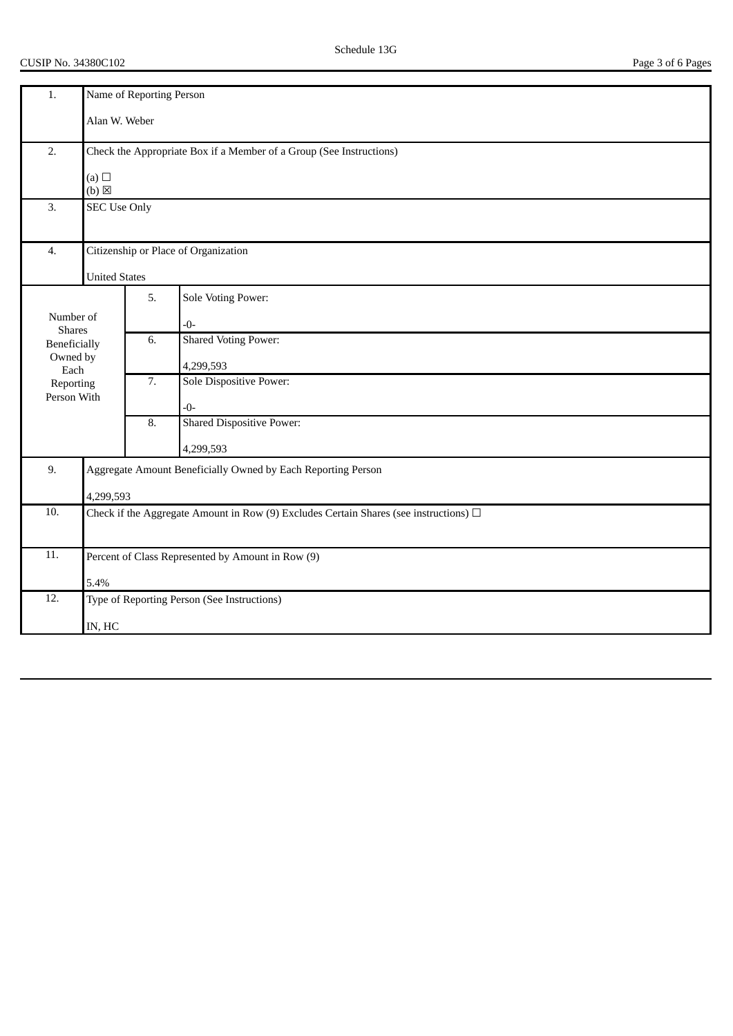CUSIP No. 34380C102

| 1. | Name of Reporting Person<br><br>Alan W. Weber | | |
|---|---|---|---|
| 2. | Check the Appropriate Box if a Member of a Group (See Instructions)<br><br>(a) ☐<br>(b) ☒ | | |
| 3. | SEC Use Only | | |
| 4. | Citizenship or Place of Organization<br><br>United States | | |
| Number of Shares Beneficially Owned by Each Reporting Person With | 5. | Sole Voting Power:<br><br>-0- | |
| | 6. | Shared Voting Power:<br><br>4,299,593 | |
| | 7. | Sole Dispositive Power:<br><br>-0- | |
| | 8. | Shared Dispositive Power:<br><br>4,299,593 | |
| 9. | Aggregate Amount Beneficially Owned by Each Reporting Person<br><br>4,299,593 | | |
| 10. | Check if the Aggregate Amount in Row (9) Excludes Certain Shares (see instructions) ☐ | | |
| 11. | Percent of Class Represented by Amount in Row (9)<br><br>5.4% | | |
| 12. | Type of Reporting Person (See Instructions)<br><br>IN, HC | | |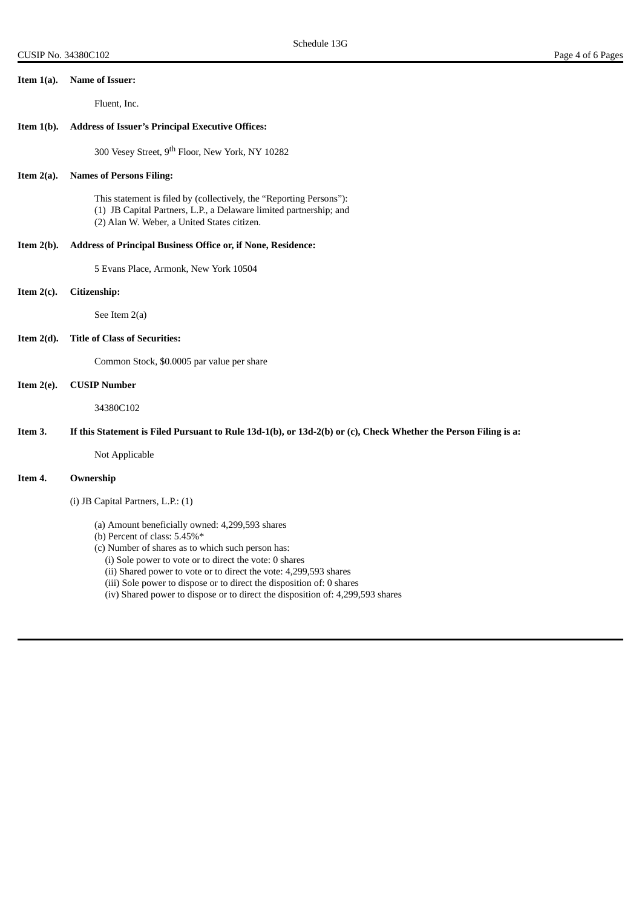**Item 1(a). Name of Issuer:**

Fluent, Inc.

**Item 1(b). Address of Issuer's Principal Executive Offices:**

300 Vesey Street, 9th Floor, New York, NY 10282

**Item 2(a). Names of Persons Filing:**

This statement is filed by (collectively, the "Reporting Persons"):
(1) JB Capital Partners, L.P., a Delaware limited partnership; and
(2) Alan W. Weber, a United States citizen.

**Item 2(b). Address of Principal Business Office or, if None, Residence:**

5 Evans Place, Armonk, New York 10504

**Item 2(c). Citizenship:**

See Item 2(a)

**Item 2(d). Title of Class of Securities:**

Common Stock, $0.0005 par value per share

**Item 2(e). CUSIP Number**

34380C102

**Item 3. If this Statement is Filed Pursuant to Rule 13d-1(b), or 13d-2(b) or (c), Check Whether the Person Filing is a:**

Not Applicable

**Item 4. Ownership**

(i) JB Capital Partners, L.P.: (1)

(a) Amount beneficially owned: 4,299,593 shares
(b) Percent of class: 5.45%*
(c) Number of shares as to which such person has:
  (i) Sole power to vote or to direct the vote: 0 shares
  (ii) Shared power to vote or to direct the vote: 4,299,593 shares
  (iii) Sole power to dispose or to direct the disposition of: 0 shares
  (iv) Shared power to dispose or to direct the disposition of: 4,299,593 shares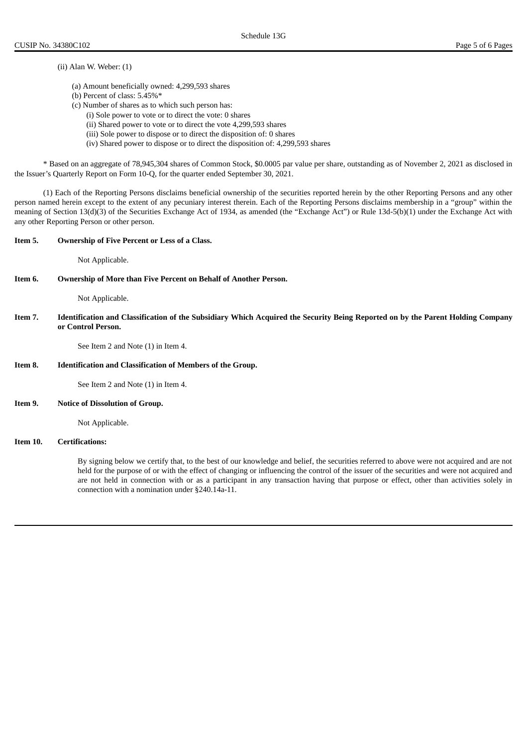(ii) Alan W. Weber: (1)

(a) Amount beneficially owned: 4,299,593 shares

(b) Percent of class: 5.45%*

(c) Number of shares as to which such person has:

(i) Sole power to vote or to direct the vote: 0 shares

(ii) Shared power to vote or to direct the vote 4,299,593 shares

(iii) Sole power to dispose or to direct the disposition of: 0 shares

(iv) Shared power to dispose or to direct the disposition of: 4,299,593 shares

* Based on an aggregate of 78,945,304 shares of Common Stock, $0.0005 par value per share, outstanding as of November 2, 2021 as disclosed in the Issuer's Quarterly Report on Form 10-Q, for the quarter ended September 30, 2021.

(1) Each of the Reporting Persons disclaims beneficial ownership of the securities reported herein by the other Reporting Persons and any other person named herein except to the extent of any pecuniary interest therein. Each of the Reporting Persons disclaims membership in a "group" within the meaning of Section 13(d)(3) of the Securities Exchange Act of 1934, as amended (the "Exchange Act") or Rule 13d-5(b)(1) under the Exchange Act with any other Reporting Person or other person.

**Item 5. Ownership of Five Percent or Less of a Class.**

Not Applicable.

**Item 6. Ownership of More than Five Percent on Behalf of Another Person.**

Not Applicable.

**Item 7. Identification and Classification of the Subsidiary Which Acquired the Security Being Reported on by the Parent Holding Company or Control Person.**

See Item 2 and Note (1) in Item 4.

**Item 8. Identification and Classification of Members of the Group.**

See Item 2 and Note (1) in Item 4.

**Item 9. Notice of Dissolution of Group.**

Not Applicable.

**Item 10. Certifications:**

By signing below we certify that, to the best of our knowledge and belief, the securities referred to above were not acquired and are not held for the purpose of or with the effect of changing or influencing the control of the issuer of the securities and were not acquired and are not held in connection with or as a participant in any transaction having that purpose or effect, other than activities solely in connection with a nomination under §240.14a-11.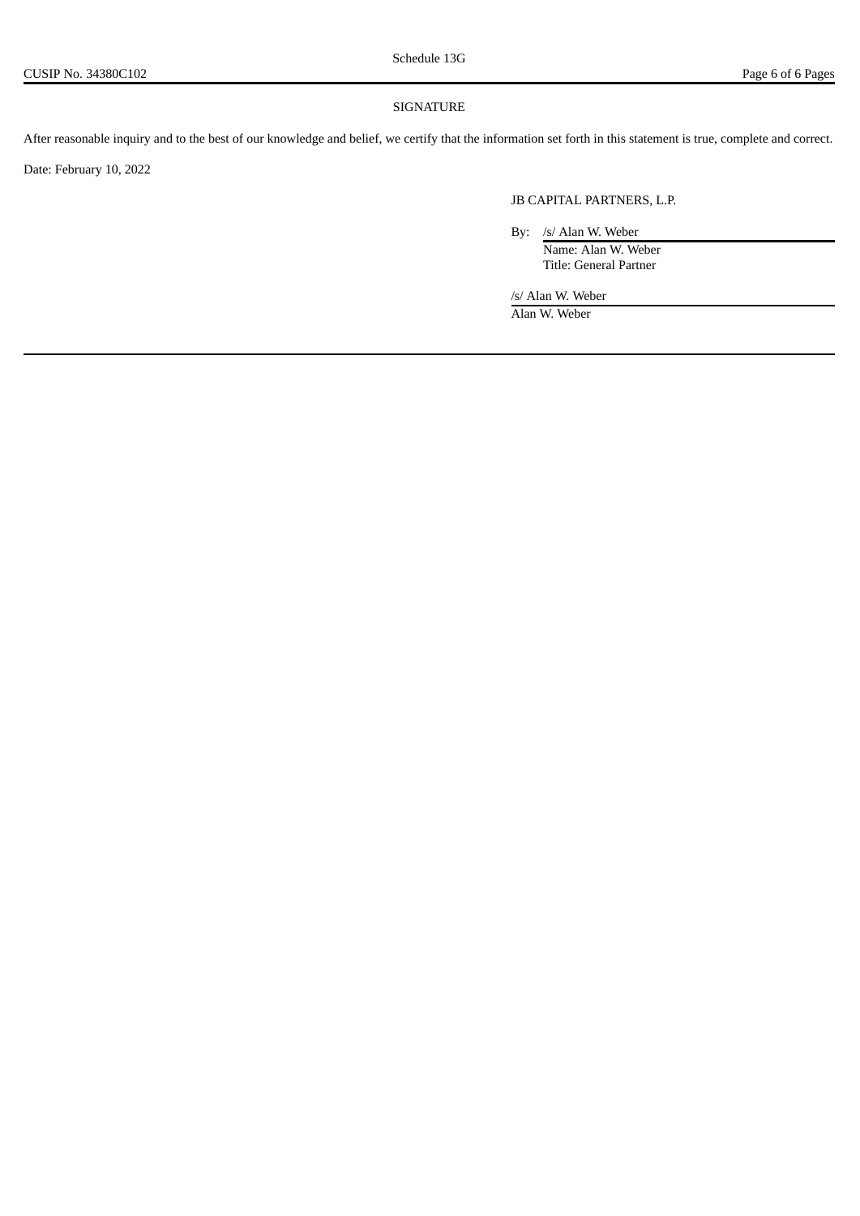SIGNATURE

After reasonable inquiry and to the best of our knowledge and belief, we certify that the information set forth in this statement is true, complete and correct.

Date: February 10, 2022

JB CAPITAL PARTNERS, L.P.

By: /s/ Alan W. Weber
Name: Alan W. Weber
Title: General Partner

/s/ Alan W. Weber
Alan W. Weber